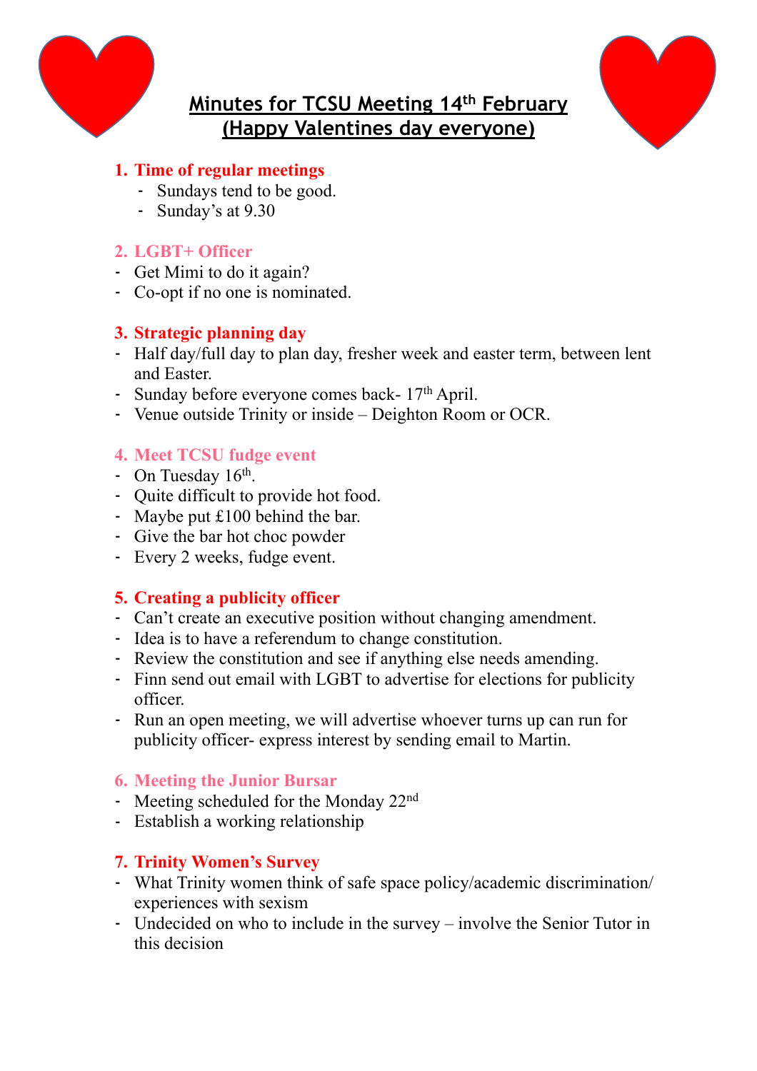# Minutes for TCSU Meeting 14th February (Happy Valentines day everyone)

1. **Time of regular meetings**
   - Sundays tend to be good.
   - Sunday's at 9.30

2. **LGBT+ Officer**

- Get Mimi to do it again?
- Co-opt if no one is nominated.

3. **Strategic planning day**

- Half day/full day to plan day, fresher week and easter term, between lent and Easter.
- Sunday before everyone comes back- 17th April.
- Venue outside Trinity or inside – Deighton Room or OCR.

4. **Meet TCSU fudge event**

- On Tuesday 16th.
- Quite difficult to provide hot food.
- Maybe put £100 behind the bar.
- Give the bar hot choc powder
- Every 2 weeks, fudge event.

5. **Creating a publicity officer**

- Can't create an executive position without changing amendment.
- Idea is to have a referendum to change constitution.
- Review the constitution and see if anything else needs amending.
- Finn send out email with LGBT to advertise for elections for publicity officer.
- Run an open meeting, we will advertise whoever turns up can run for publicity officer- express interest by sending email to Martin.

6. **Meeting the Junior Bursar**

- Meeting scheduled for the Monday 22nd
- Establish a working relationship

7. **Trinity Women's Survey**

- What Trinity women think of safe space policy/academic discrimination/ experiences with sexism
- Undecided on who to include in the survey – involve the Senior Tutor in this decision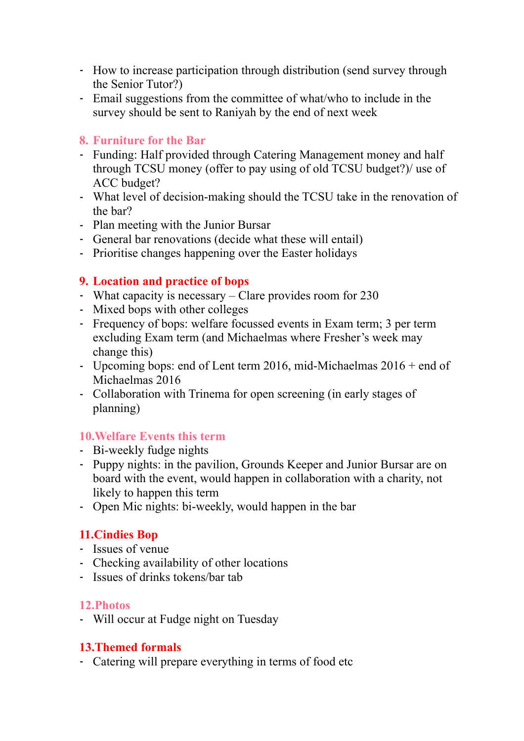- How to increase participation through distribution (send survey through the Senior Tutor?)
- Email suggestions from the committee of what/who to include in the survey should be sent to Raniyah by the end of next week

## 8. Furniture for the Bar

- Funding: Half provided through Catering Management money and half through TCSU money (offer to pay using of old TCSU budget?)/ use of ACC budget?
- What level of decision-making should the TCSU take in the renovation of the bar?
- Plan meeting with the Junior Bursar
- General bar renovations (decide what these will entail)
- Prioritise changes happening over the Easter holidays

## 9. Location and practice of bops

- What capacity is necessary – Clare provides room for 230
- Mixed bops with other colleges
- Frequency of bops: welfare focussed events in Exam term; 3 per term excluding Exam term (and Michaelmas where Fresher's week may change this)
- Upcoming bops: end of Lent term 2016, mid-Michaelmas 2016 + end of Michaelmas 2016
- Collaboration with Trinema for open screening (in early stages of planning)

## 10. Welfare Events this term

- Bi-weekly fudge nights
- Puppy nights: in the pavilion, Grounds Keeper and Junior Bursar are on board with the event, would happen in collaboration with a charity, not likely to happen this term
- Open Mic nights: bi-weekly, would happen in the bar

## 11. Cindies Bop

- Issues of venue
- Checking availability of other locations
- Issues of drinks tokens/bar tab

## 12. Photos

- Will occur at Fudge night on Tuesday

## 13. Themed formals

- Catering will prepare everything in terms of food etc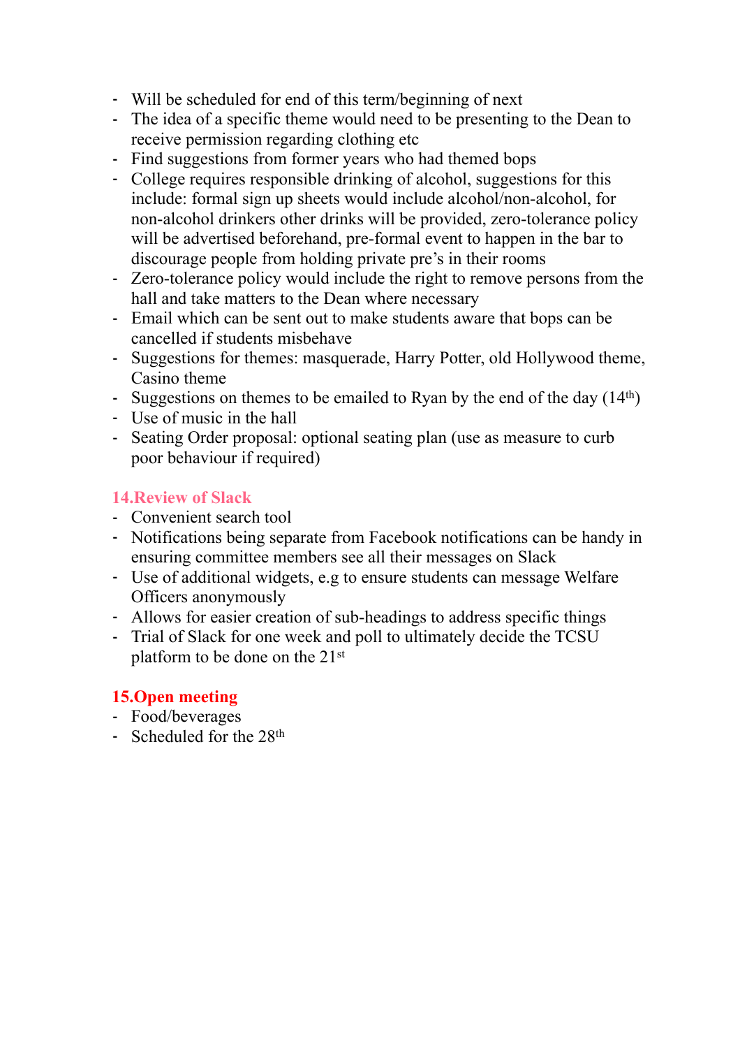- Will be scheduled for end of this term/beginning of next
- The idea of a specific theme would need to be presenting to the Dean to receive permission regarding clothing etc
- Find suggestions from former years who had themed bops
- College requires responsible drinking of alcohol, suggestions for this include: formal sign up sheets would include alcohol/non-alcohol, for non-alcohol drinkers other drinks will be provided, zero-tolerance policy will be advertised beforehand, pre-formal event to happen in the bar to discourage people from holding private pre's in their rooms
- Zero-tolerance policy would include the right to remove persons from the hall and take matters to the Dean where necessary
- Email which can be sent out to make students aware that bops can be cancelled if students misbehave
- Suggestions for themes: masquerade, Harry Potter, old Hollywood theme, Casino theme
- Suggestions on themes to be emailed to Ryan by the end of the day (14th)
- Use of music in the hall
- Seating Order proposal: optional seating plan (use as measure to curb poor behaviour if required)

## 14.Review of Slack

- Convenient search tool
- Notifications being separate from Facebook notifications can be handy in ensuring committee members see all their messages on Slack
- Use of additional widgets, e.g to ensure students can message Welfare Officers anonymously
- Allows for easier creation of sub-headings to address specific things
- Trial of Slack for one week and poll to ultimately decide the TCSU platform to be done on the 21st

## 15.Open meeting

- Food/beverages
- Scheduled for the 28th